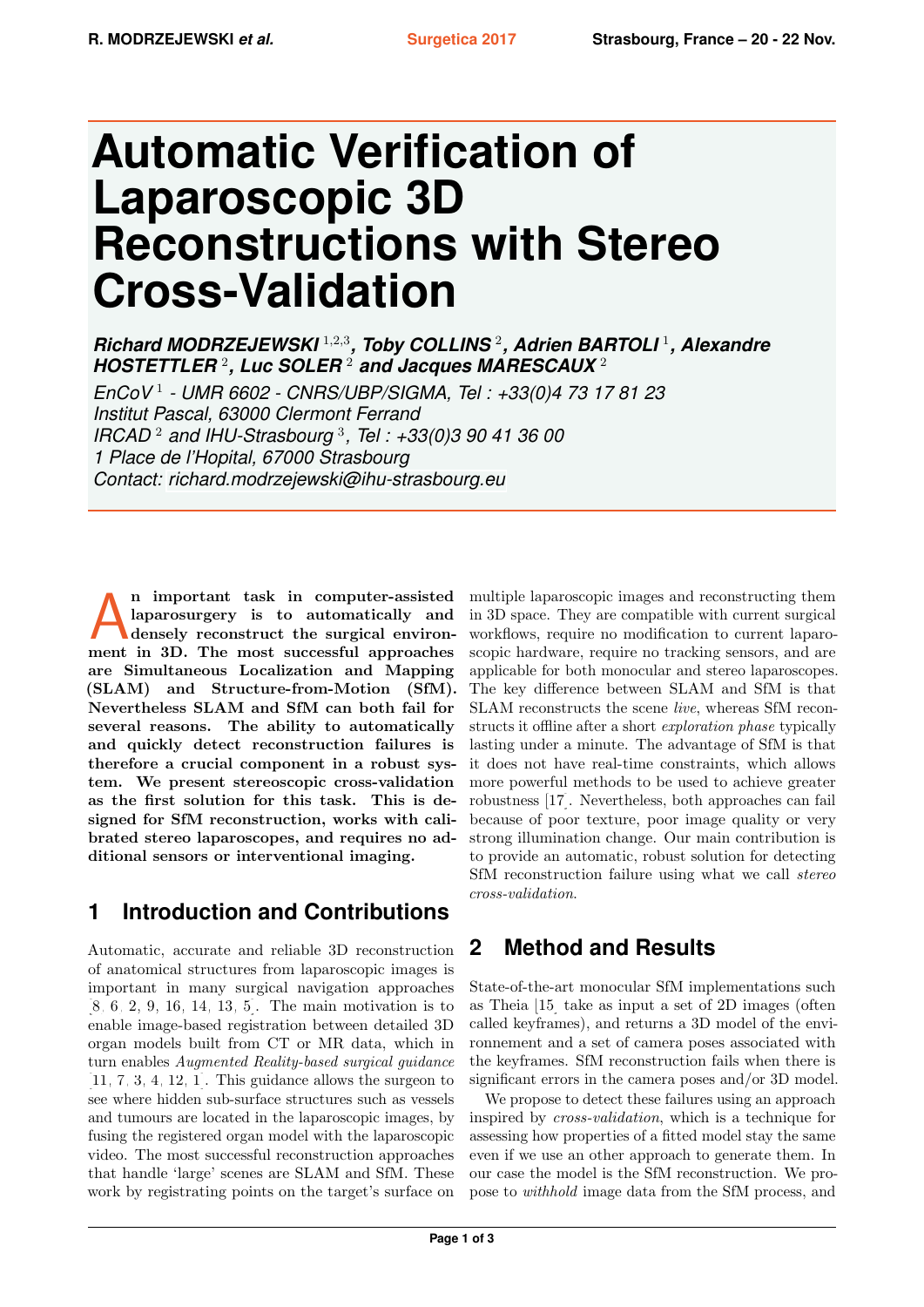# Automatic Verification of Laparoscopic 3D Reconstructions with Stereo Cross-Validation

***Richard MODRZEJEWSKI*** [1,2,3]***, Toby COLLINS*** [2]***, Adrien BARTOLI*** [1]***, Alexandre HOSTETTLER*** [2]***, Luc SOLER*** [2] ***and Jacques MARESCAUX*** [2]

*EnCoV* [1] *- UMR 6602 - CNRS/UBP/SIGMA, Tel : +33(0)4 73 17 81 23*
*Institut Pascal, 63000 Clermont Ferrand*
*IRCAD* [2] *and IHU-Strasbourg* [3]*, Tel : +33(0)3 90 41 36 00*
*1 Place de l'Hopital, 67000 Strasbourg*
*Contact: richard.modrzejewski@ihu-strasbourg.eu*

**An important task in computer-assisted laparosurgery is to automatically and densely reconstruct the surgical environment in 3D. The most successful approaches are Simultaneous Localization and Mapping (SLAM) and Structure-from-Motion (SfM). Nevertheless SLAM and SfM can both fail for several reasons. The ability to automatically and quickly detect reconstruction failures is therefore a crucial component in a robust system. We present stereoscopic cross-validation as the first solution for this task. This is designed for SfM reconstruction, works with calibrated stereo laparoscopes, and requires no additional sensors or interventional imaging.**

## 1 Introduction and Contributions

Automatic, accurate and reliable 3D reconstruction of anatomical structures from laparoscopic images is important in many surgical navigation approaches [8, 6, 2, 9, 16, 14, 13, 5]. The main motivation is to enable image-based registration between detailed 3D organ models built from CT or MR data, which in turn enables *Augmented Reality-based surgical guidance* [11, 7, 3, 4, 12, 1]. This guidance allows the surgeon to see where hidden sub-surface structures such as vessels and tumours are located in the laparoscopic images, by fusing the registered organ model with the laparoscopic video. The most successful reconstruction approaches that handle 'large' scenes are SLAM and SfM. These work by registrating points on the target's surface on multiple laparoscopic images and reconstructing them in 3D space. They are compatible with current surgical workflows, require no modification to current laparoscopic hardware, require no tracking sensors, and are applicable for both monocular and stereo laparoscopes. The key difference between SLAM and SfM is that SLAM reconstructs the scene *live*, whereas SfM reconstructs it offline after a short *exploration phase* typically lasting under a minute. The advantage of SfM is that it does not have real-time constraints, which allows more powerful methods to be used to achieve greater robustness [17]. Nevertheless, both approaches can fail because of poor texture, poor image quality or very strong illumination change. Our main contribution is to provide an automatic, robust solution for detecting SfM reconstruction failure using what we call *stereo cross-validation*.

## 2 Method and Results

State-of-the-art monocular SfM implementations such as Theia [15] take as input a set of 2D images (often called keyframes), and returns a 3D model of the environment and a set of camera poses associated with the keyframes. SfM reconstruction fails when there is significant errors in the camera poses and/or 3D model.

We propose to detect these failures using an approach inspired by *cross-validation*, which is a technique for assessing how properties of a fitted model stay the same even if we use an other approach to generate them. In our case the model is the SfM reconstruction. We propose to *withhold* image data from the SfM process, and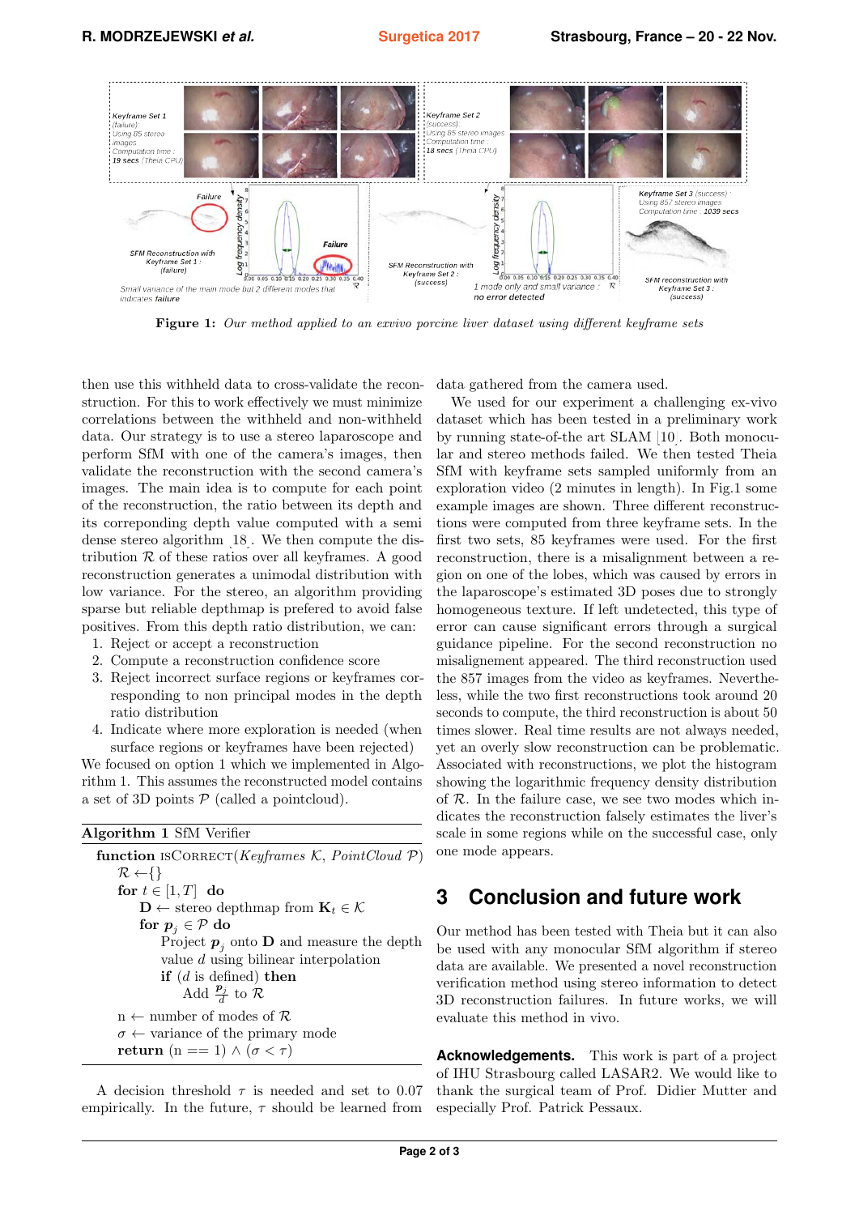**Figure 1:** *Our method applied to an exvivo porcine liver dataset using different keyframe sets*

then use this withheld data to cross-validate the reconstruction. For this to work effectively we must minimize correlations between the withheld and non-withheld data. Our strategy is to use a stereo laparoscope and perform SfM with one of the camera's images, then validate the reconstruction with the second camera's images. The main idea is to compute for each point of the reconstruction, the ratio between its depth and its correponding depth value computed with a semi dense stereo algorithm [18]. We then compute the distribution $\mathcal{R}$ of these ratios over all keyframes. A good reconstruction generates a unimodal distribution with low variance. For the stereo, an algorithm providing sparse but reliable depthmap is prefered to avoid false positives. From this depth ratio distribution, we can:

1. Reject or accept a reconstruction
2. Compute a reconstruction confidence score
3. Reject incorrect surface regions or keyframes corresponding to non principal modes in the depth ratio distribution
4. Indicate where more exploration is needed (when surface regions or keyframes have been rejected)

We focused on option 1 which we implemented in Algorithm 1. This assumes the reconstructed model contains a set of 3D points $\mathcal{P}$ (called a pointcloud).

**Algorithm 1** SfM Verifier

```
function IsCorrect(Keyframes K, PointCloud P)
    R ← {}
    for t ∈ [1, T] do
        D ← stereo depthmap from K_t ∈ K
        for p_j ∈ P do
            Project p_j onto D and measure the depth
            value d using bilinear interpolation
            if (d is defined) then
                Add p_j/d to R
    n ← number of modes of R
    σ ← variance of the primary mode
    return (n == 1) ∧ (σ < τ)
```

A decision threshold $\tau$ is needed and set to 0.07 empirically. In the future, $\tau$ should be learned from data gathered from the camera used.

We used for our experiment a challenging ex-vivo dataset which has been tested in a preliminary work by running state-of-the art SLAM [10]. Both monocular and stereo methods failed. We then tested Theia SfM with keyframe sets sampled uniformly from an exploration video (2 minutes in length). In Fig.1 some example images are shown. Three different reconstructions were computed from three keyframe sets. In the first two sets, 85 keyframes were used. For the first reconstruction, there is a misalignment between a region on one of the lobes, which was caused by errors in the laparoscope's estimated 3D poses due to strongly homogeneous texture. If left undetected, this type of error can cause significant errors through a surgical guidance pipeline. For the second reconstruction no misalignement appeared. The third reconstruction used the 857 images from the video as keyframes. Nevertheless, while the two first reconstructions took around 20 seconds to compute, the third reconstruction is about 50 times slower. Real time results are not always needed, yet an overly slow reconstruction can be problematic. Associated with reconstructions, we plot the histogram showing the logarithmic frequency density distribution of $\mathcal{R}$. In the failure case, we see two modes which indicates the reconstruction falsely estimates the liver's scale in some regions while on the successful case, only one mode appears.

## 3 Conclusion and future work

Our method has been tested with Theia but it can also be used with any monocular SfM algorithm if stereo data are available. We presented a novel reconstruction verification method using stereo information to detect 3D reconstruction failures. In future works, we will evaluate this method in vivo.

**Acknowledgements.** This work is part of a project of IHU Strasbourg called LASAR2. We would like to thank the surgical team of Prof. Didier Mutter and especially Prof. Patrick Pessaux.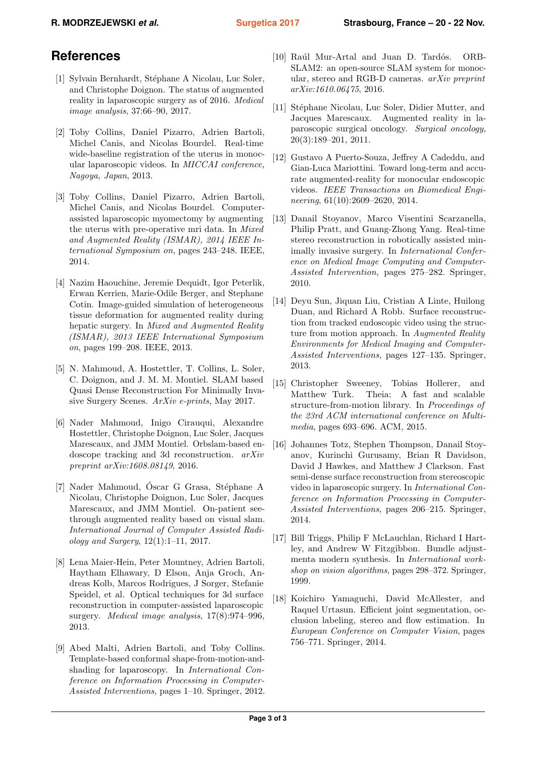## References

[1] Sylvain Bernhardt, Stéphane A Nicolau, Luc Soler, and Christophe Doignon. The status of augmented reality in laparoscopic surgery as of 2016. *Medical image analysis*, 37:66–90, 2017.

[2] Toby Collins, Daniel Pizarro, Adrien Bartoli, Michel Canis, and Nicolas Bourdel. Real-time wide-baseline registration of the uterus in monocular laparoscopic videos. In *MICCAI conference, Nagoya, Japan*, 2013.

[3] Toby Collins, Daniel Pizarro, Adrien Bartoli, Michel Canis, and Nicolas Bourdel. Computer-assisted laparoscopic myomectomy by augmenting the uterus with pre-operative mri data. In *Mixed and Augmented Reality (ISMAR), 2014 IEEE International Symposium on*, pages 243–248. IEEE, 2014.

[4] Nazim Haouchine, Jeremie Dequidt, Igor Peterlik, Erwan Kerrien, Marie-Odile Berger, and Stephane Cotin. Image-guided simulation of heterogeneous tissue deformation for augmented reality during hepatic surgery. In *Mixed and Augmented Reality (ISMAR), 2013 IEEE International Symposium on*, pages 199–208. IEEE, 2013.

[5] N. Mahmoud, A. Hostettler, T. Collins, L. Soler, C. Doignon, and J. M. M. Montiel. SLAM based Quasi Dense Reconstruction For Minimally Invasive Surgery Scenes. *ArXiv e-prints*, May 2017.

[6] Nader Mahmoud, Inigo Cirauqui, Alexandre Hostettler, Christophe Doignon, Luc Soler, Jacques Marescaux, and JMM Montiel. Orbslam-based endoscope tracking and 3d reconstruction. *arXiv preprint arXiv:1608.08149*, 2016.

[7] Nader Mahmoud, Óscar G Grasa, Stéphane A Nicolau, Christophe Doignon, Luc Soler, Jacques Marescaux, and JMM Montiel. On-patient see-through augmented reality based on visual slam. *International Journal of Computer Assisted Radiology and Surgery*, 12(1):1–11, 2017.

[8] Lena Maier-Hein, Peter Mountney, Adrien Bartoli, Haytham Elhawary, D Elson, Anja Groch, Andreas Kolb, Marcos Rodrigues, J Sorger, Stefanie Speidel, et al. Optical techniques for 3d surface reconstruction in computer-assisted laparoscopic surgery. *Medical image analysis*, 17(8):974–996, 2013.

[9] Abed Malti, Adrien Bartoli, and Toby Collins. Template-based conformal shape-from-motion-and-shading for laparoscopy. In *International Conference on Information Processing in Computer-Assisted Interventions*, pages 1–10. Springer, 2012.

[10] Raúl Mur-Artal and Juan D. Tardós. ORB-SLAM2: an open-source SLAM system for monocular, stereo and RGB-D cameras. *arXiv preprint arXiv:1610.06475*, 2016.

[11] Stéphane Nicolau, Luc Soler, Didier Mutter, and Jacques Marescaux. Augmented reality in laparoscopic surgical oncology. *Surgical oncology*, 20(3):189–201, 2011.

[12] Gustavo A Puerto-Souza, Jeffrey A Cadeddu, and Gian-Luca Mariottini. Toward long-term and accurate augmented-reality for monocular endoscopic videos. *IEEE Transactions on Biomedical Engineering*, 61(10):2609–2620, 2014.

[13] Danail Stoyanov, Marco Visentini Scarzanella, Philip Pratt, and Guang-Zhong Yang. Real-time stereo reconstruction in robotically assisted minimally invasive surgery. In *International Conference on Medical Image Computing and Computer-Assisted Intervention*, pages 275–282. Springer, 2010.

[14] Deyu Sun, Jiquan Liu, Cristian A Linte, Huilong Duan, and Richard A Robb. Surface reconstruction from tracked endoscopic video using the structure from motion approach. In *Augmented Reality Environments for Medical Imaging and Computer-Assisted Interventions*, pages 127–135. Springer, 2013.

[15] Christopher Sweeney, Tobias Hollerer, and Matthew Turk. Theia: A fast and scalable structure-from-motion library. In *Proceedings of the 23rd ACM international conference on Multimedia*, pages 693–696. ACM, 2015.

[16] Johannes Totz, Stephen Thompson, Danail Stoyanov, Kurinchi Gurusamy, Brian R Davidson, David J Hawkes, and Matthew J Clarkson. Fast semi-dense surface reconstruction from stereoscopic video in laparoscopic surgery. In *International Conference on Information Processing in Computer-Assisted Interventions*, pages 206–215. Springer, 2014.

[17] Bill Triggs, Philip F McLauchlan, Richard I Hartley, and Andrew W Fitzgibbon. Bundle adjustmenta modern synthesis. In *International workshop on vision algorithms*, pages 298–372. Springer, 1999.

[18] Koichiro Yamaguchi, David McAllester, and Raquel Urtasun. Efficient joint segmentation, occlusion labeling, stereo and flow estimation. In *European Conference on Computer Vision*, pages 756–771. Springer, 2014.